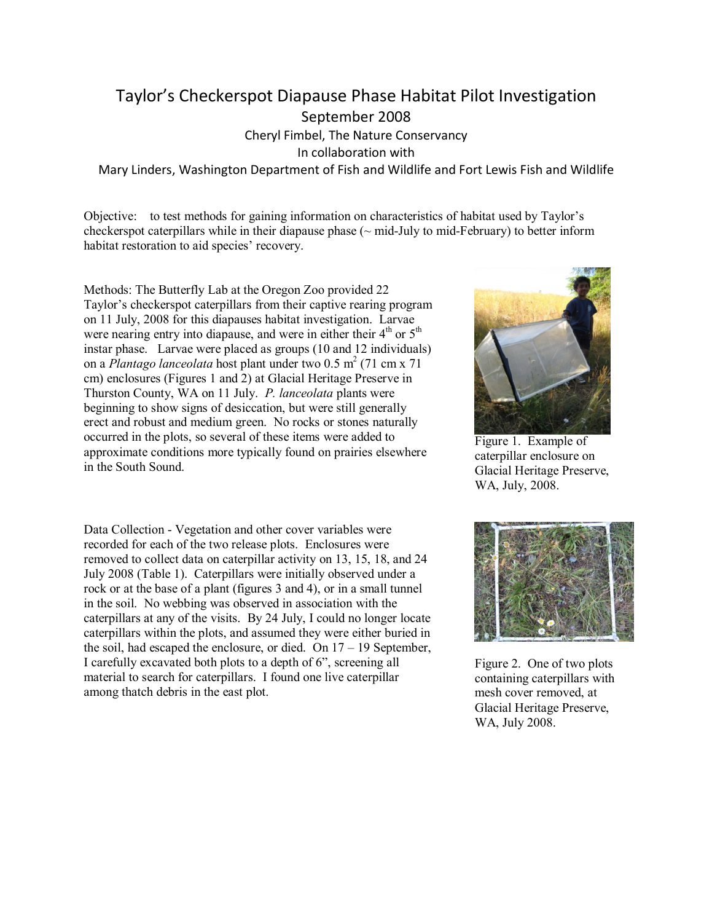# Taylor's Checkerspot Diapause Phase Habitat Pilot Investigation

September 2008

Cheryl Fimbel, The Nature Conservancy

In collaboration with

Mary Linders, Washington Department of Fish and Wildlife and Fort Lewis Fish and Wildlife

Objective: to test methods for gaining information on characteristics of habitat used by Taylor's checkerspot caterpillars while in their diapause phase (~ mid-July to mid-February) to better inform habitat restoration to aid species' recovery.

Methods: The Butterfly Lab at the Oregon Zoo provided 22 Taylor's checkerspot caterpillars from their captive rearing program on 11 July, 2008 for this diapauses habitat investigation. Larvae were nearing entry into diapause, and were in either their 4th or 5th instar phase. Larvae were placed as groups (10 and 12 individuals) on a *Plantago lanceolata* host plant under two 0.5 $m^2$ (71 cm x 71 cm) enclosures (Figures 1 and 2) at Glacial Heritage Preserve in Thurston County, WA on 11 July. *P. lanceolata* plants were beginning to show signs of desiccation, but were still generally erect and robust and medium green. No rocks or stones naturally occurred in the plots, so several of these items were added to approximate conditions more typically found on prairies elsewhere in the South Sound.

Figure 1. Example of caterpillar enclosure on Glacial Heritage Preserve, WA, July, 2008.

Data Collection - Vegetation and other cover variables were recorded for each of the two release plots. Enclosures were removed to collect data on caterpillar activity on 13, 15, 18, and 24 July 2008 (Table 1). Caterpillars were initially observed under a rock or at the base of a plant (figures 3 and 4), or in a small tunnel in the soil. No webbing was observed in association with the caterpillars at any of the visits. By 24 July, I could no longer locate caterpillars within the plots, and assumed they were either buried in the soil, had escaped the enclosure, or died. On 17 – 19 September, I carefully excavated both plots to a depth of 6", screening all material to search for caterpillars. I found one live caterpillar among thatch debris in the east plot.

Figure 2. One of two plots containing caterpillars with mesh cover removed, at Glacial Heritage Preserve, WA, July 2008.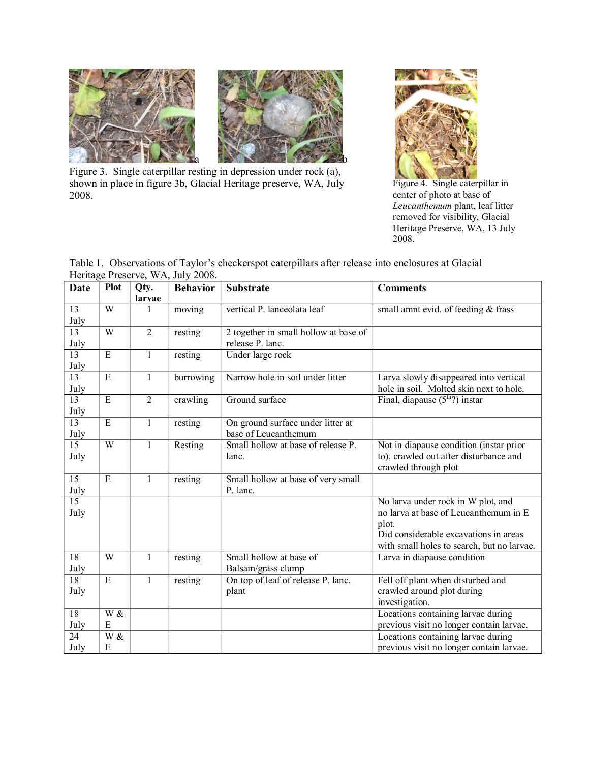a

b

Figure 3. Single caterpillar resting in depression under rock (a), shown in place in figure 3b, Glacial Heritage preserve, WA, July 2008.

Figure 4. Single caterpillar in center of photo at base of *Leucanthemum* plant, leaf litter removed for visibility, Glacial Heritage Preserve, WA, 13 July 2008.

Table 1. Observations of Taylor's checkerspot caterpillars after release into enclosures at Glacial Heritage Preserve, WA, July 2008.

| Date | Plot | Qty. larvae | Behavior | Substrate | Comments |
|---|---|---|---|---|---|
| 13 July | W | 1 | moving | vertical P. lanceolata leaf | small amnt evid. of feeding & frass |
| 13 July | W | 2 | resting | 2 together in small hollow at base of release P. lanc. | |
| 13 July | E | 1 | resting | Under large rock | |
| 13 July | E | 1 | burrowing | Narrow hole in soil under litter | Larva slowly disappeared into vertical hole in soil. Molted skin next to hole. |
| 13 July | E | 2 | crawling | Ground surface | Final, diapause (5th?) instar |
| 13 July | E | 1 | resting | On ground surface under litter at base of Leucanthemum | |
| 15 July | W | 1 | Resting | Small hollow at base of release P. lanc. | Not in diapause condition (instar prior to), crawled out after disturbance and crawled through plot |
| 15 July | E | 1 | resting | Small hollow at base of very small P. lanc. | |
| 15 July | | | | | No larva under rock in W plot, and no larva at base of Leucanthemum in E plot. Did considerable excavations in areas with small holes to search, but no larvae. |
| 18 July | W | 1 | resting | Small hollow at base of Balsam/grass clump | Larva in diapause condition |
| 18 July | E | 1 | resting | On top of leaf of release P. lanc. plant | Fell off plant when disturbed and crawled around plot during investigation. |
| 18 July | W & E | | | | Locations containing larvae during previous visit no longer contain larvae. |
| 24 July | W & E | | | | Locations containing larvae during previous visit no longer contain larvae. |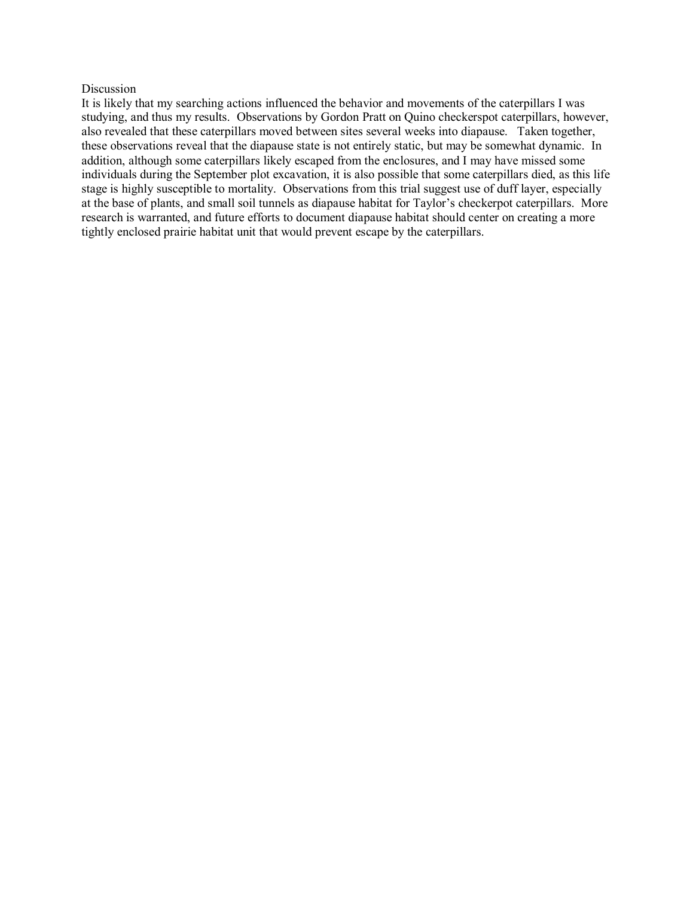## Discussion

It is likely that my searching actions influenced the behavior and movements of the caterpillars I was studying, and thus my results. Observations by Gordon Pratt on Quino checkerspot caterpillars, however, also revealed that these caterpillars moved between sites several weeks into diapause. Taken together, these observations reveal that the diapause state is not entirely static, but may be somewhat dynamic. In addition, although some caterpillars likely escaped from the enclosures, and I may have missed some individuals during the September plot excavation, it is also possible that some caterpillars died, as this life stage is highly susceptible to mortality. Observations from this trial suggest use of duff layer, especially at the base of plants, and small soil tunnels as diapause habitat for Taylor's checkerpot caterpillars. More research is warranted, and future efforts to document diapause habitat should center on creating a more tightly enclosed prairie habitat unit that would prevent escape by the caterpillars.